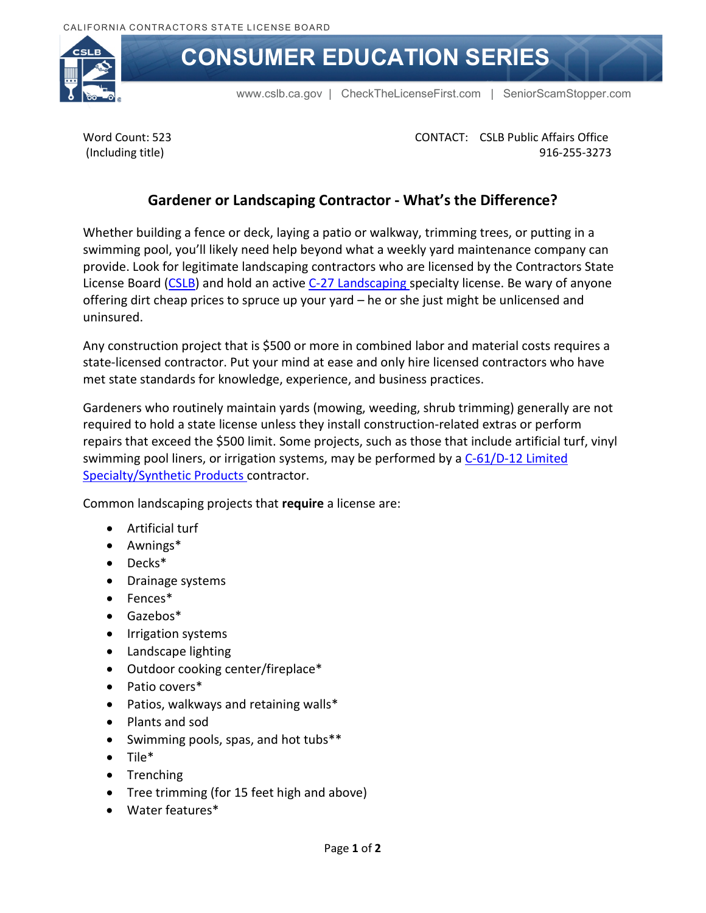CALIFORNIA CONTRACTORS STATE LICENSE BOARD

# CONSUMER EDUCATION SERIES

www.cslb.ca.gov | CheckTheLicenseFirst.com | SeniorScamStopper.com

Word Count: 523
(Including title)

CONTACT: CSLB Public Affairs Office
916-255-3273

## Gardener or Landscaping Contractor - What's the Difference?

Whether building a fence or deck, laying a patio or walkway, trimming trees, or putting in a swimming pool, you'll likely need help beyond what a weekly yard maintenance company can provide. Look for legitimate landscaping contractors who are licensed by the Contractors State License Board (CSLB) and hold an active C-27 Landscaping specialty license. Be wary of anyone offering dirt cheap prices to spruce up your yard – he or she just might be unlicensed and uninsured.

Any construction project that is $500 or more in combined labor and material costs requires a state-licensed contractor. Put your mind at ease and only hire licensed contractors who have met state standards for knowledge, experience, and business practices.

Gardeners who routinely maintain yards (mowing, weeding, shrub trimming) generally are not required to hold a state license unless they install construction-related extras or perform repairs that exceed the $500 limit. Some projects, such as those that include artificial turf, vinyl swimming pool liners, or irrigation systems, may be performed by a C-61/D-12 Limited Specialty/Synthetic Products contractor.

Common landscaping projects that **require** a license are:

- Artificial turf
- Awnings*
- Decks*
- Drainage systems
- Fences*
- Gazebos*
- Irrigation systems
- Landscape lighting
- Outdoor cooking center/fireplace*
- Patio covers*
- Patios, walkways and retaining walls*
- Plants and sod
- Swimming pools, spas, and hot tubs**
- Tile*
- Trenching
- Tree trimming (for 15 feet high and above)
- Water features*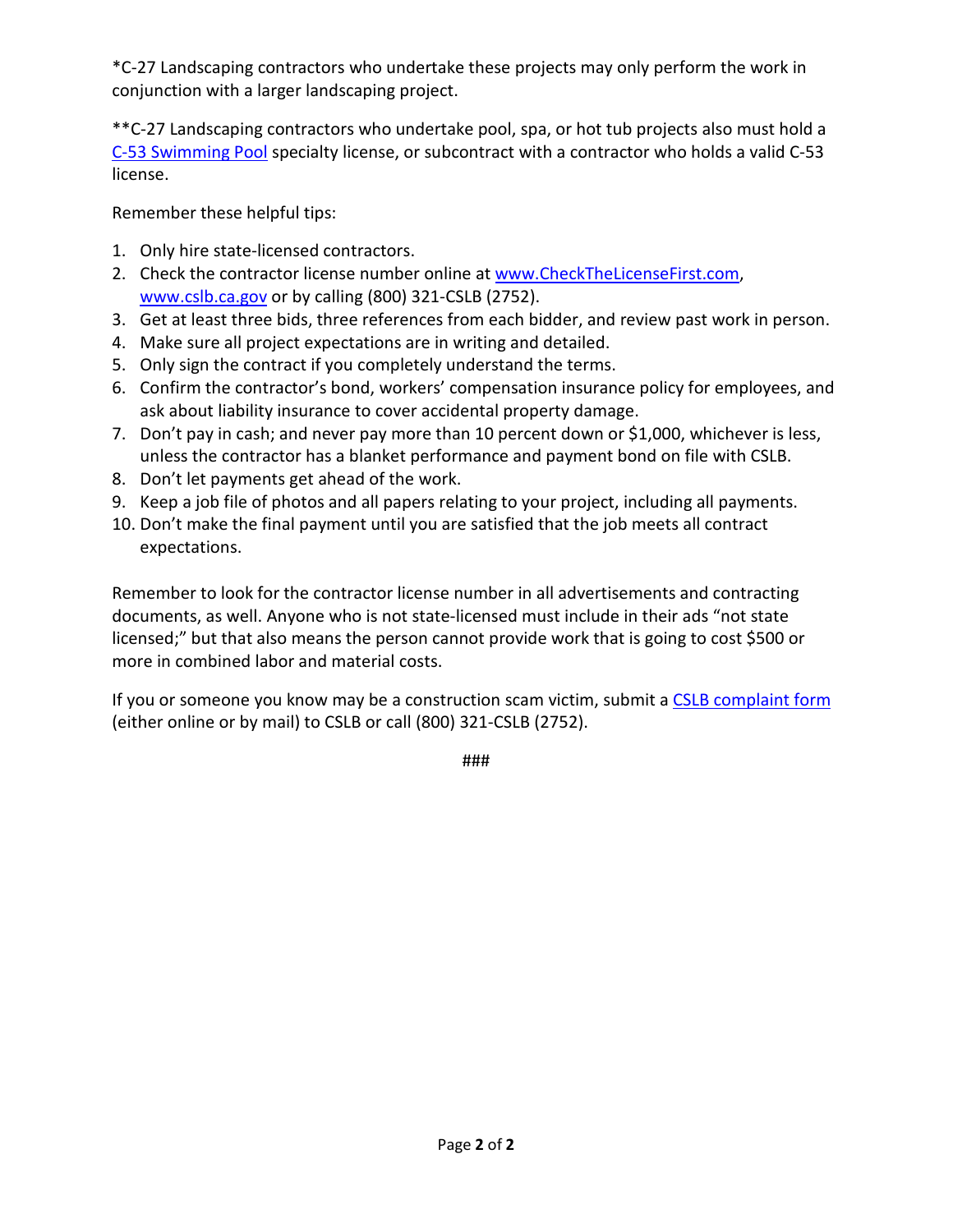*C-27 Landscaping contractors who undertake these projects may only perform the work in conjunction with a larger landscaping project.

**C-27 Landscaping contractors who undertake pool, spa, or hot tub projects also must hold a [C-53 Swimming Pool](#) specialty license, or subcontract with a contractor who holds a valid C-53 license.

Remember these helpful tips:

1. Only hire state-licensed contractors.
2. Check the contractor license number online at [www.CheckTheLicenseFirst.com](http://www.CheckTheLicenseFirst.com), [www.cslb.ca.gov](http://www.cslb.ca.gov) or by calling (800) 321-CSLB (2752).
3. Get at least three bids, three references from each bidder, and review past work in person.
4. Make sure all project expectations are in writing and detailed.
5. Only sign the contract if you completely understand the terms.
6. Confirm the contractor's bond, workers' compensation insurance policy for employees, and ask about liability insurance to cover accidental property damage.
7. Don't pay in cash; and never pay more than 10 percent down or $1,000, whichever is less, unless the contractor has a blanket performance and payment bond on file with CSLB.
8. Don't let payments get ahead of the work.
9. Keep a job file of photos and all papers relating to your project, including all payments.
10. Don't make the final payment until you are satisfied that the job meets all contract expectations.

Remember to look for the contractor license number in all advertisements and contracting documents, as well. Anyone who is not state-licensed must include in their ads "not state licensed;" but that also means the person cannot provide work that is going to cost $500 or more in combined labor and material costs.

If you or someone you know may be a construction scam victim, submit a [CSLB complaint form](#) (either online or by mail) to CSLB or call (800) 321-CSLB (2752).

###